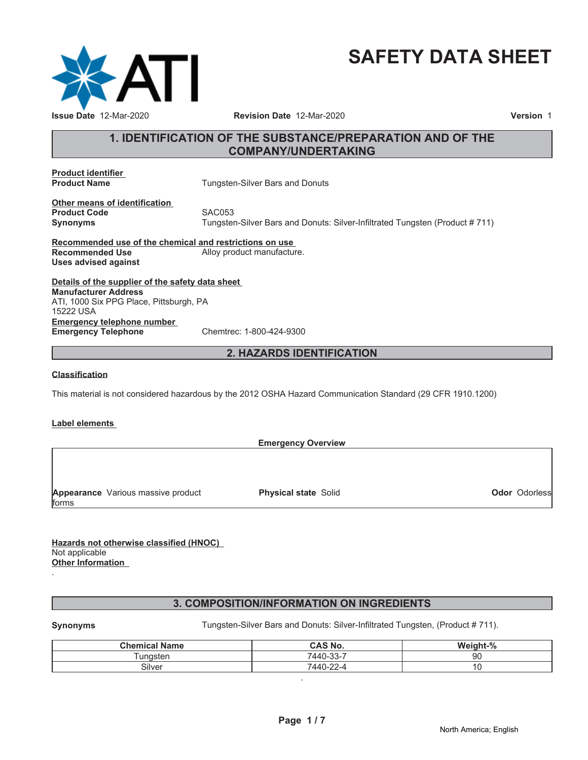# SAFETY DATA SHEET

**Issue Date** 12-Mar-2020 **Revision Date** 12-Mar-2020 **Version** 1

## 1. IDENTIFICATION OF THE SUBSTANCE/PREPARATION AND OF THE COMPANY/UNDERTAKING

**Product identifier**

**Product Name** Tungsten-Silver Bars and Donuts

**Other means of identification**

**Product Code** SAC053

**Synonyms** Tungsten-Silver Bars and Donuts: Silver-Infiltrated Tungsten (Product # 711)

**Recommended use of the chemical and restrictions on use**

**Recommended Use** Alloy product manufacture.

**Uses advised against**

**Details of the supplier of the safety data sheet**

**Manufacturer Address**
ATI, 1000 Six PPG Place, Pittsburgh, PA
15222 USA

**Emergency telephone number**

**Emergency Telephone** Chemtrec: 1-800-424-9300

## 2. HAZARDS IDENTIFICATION

**Classification**

This material is not considered hazardous by the 2012 OSHA Hazard Communication Standard (29 CFR 1910.1200)

**Label elements**

**Emergency Overview**

**Appearance** Various massive product forms **Physical state** Solid **Odor** Odorless

**Hazards not otherwise classified (HNOC)**
Not applicable

**Other Information**
.

## 3. COMPOSITION/INFORMATION ON INGREDIENTS

**Synonyms** Tungsten-Silver Bars and Donuts: Silver-Infiltrated Tungsten, (Product # 711).

| Chemical Name | CAS No. | Weight-% |
|---|---|---|
| Tungsten | 7440-33-7 | 90 |
| Silver | 7440-22-4 | 10 |

.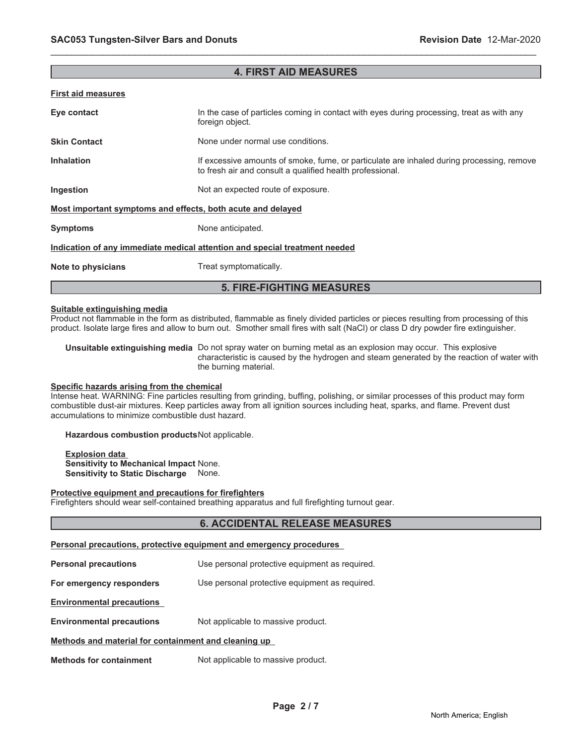## 4. FIRST AID MEASURES

**First aid measures**

**Eye contact** In the case of particles coming in contact with eyes during processing, treat as with any foreign object.

**Skin Contact** None under normal use conditions.

**Inhalation** If excessive amounts of smoke, fume, or particulate are inhaled during processing, remove to fresh air and consult a qualified health professional.

**Ingestion** Not an expected route of exposure.

**Most important symptoms and effects, both acute and delayed**

**Symptoms** None anticipated.

**Indication of any immediate medical attention and special treatment needed**

**Note to physicians** Treat symptomatically.

## 5. FIRE-FIGHTING MEASURES

**Suitable extinguishing media**

Product not flammable in the form as distributed, flammable as finely divided particles or pieces resulting from processing of this product. Isolate large fires and allow to burn out. Smother small fires with salt (NaCl) or class D dry powder fire extinguisher.

**Unsuitable extinguishing media** Do not spray water on burning metal as an explosion may occur. This explosive characteristic is caused by the hydrogen and steam generated by the reaction of water with the burning material.

**Specific hazards arising from the chemical**

Intense heat. WARNING: Fine particles resulting from grinding, buffing, polishing, or similar processes of this product may form combustible dust-air mixtures. Keep particles away from all ignition sources including heat, sparks, and flame. Prevent dust accumulations to minimize combustible dust hazard.

**Hazardous combustion products** Not applicable.

**Explosion data**
**Sensitivity to Mechanical Impact** None.
**Sensitivity to Static Discharge** None.

**Protective equipment and precautions for firefighters**

Firefighters should wear self-contained breathing apparatus and full firefighting turnout gear.

## 6. ACCIDENTAL RELEASE MEASURES

**Personal precautions, protective equipment and emergency procedures**

**Personal precautions** Use personal protective equipment as required.

**For emergency responders** Use personal protective equipment as required.

**Environmental precautions**

**Environmental precautions** Not applicable to massive product.

**Methods and material for containment and cleaning up**

**Methods for containment** Not applicable to massive product.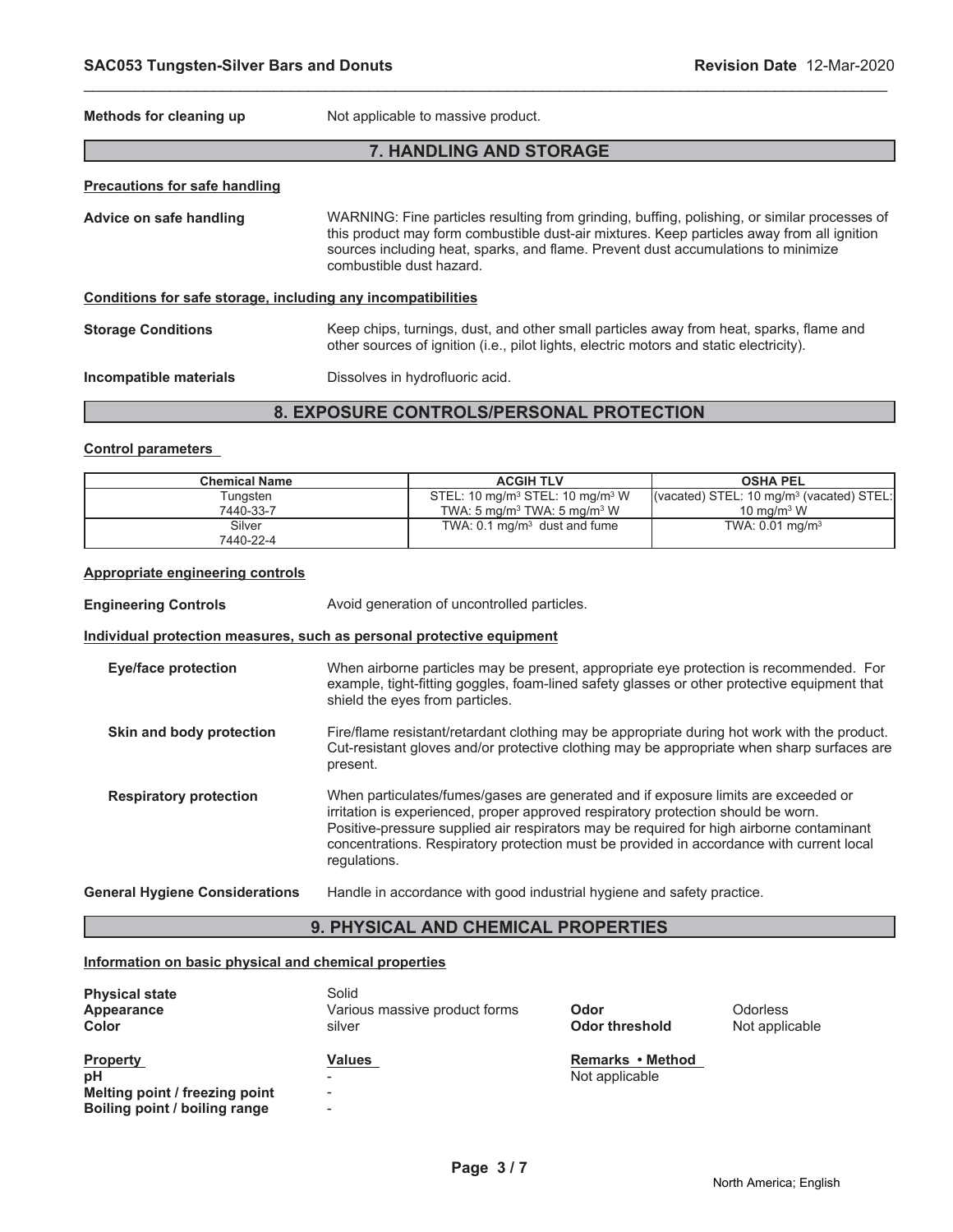**Methods for cleaning up** Not applicable to massive product.

## 7. HANDLING AND STORAGE

**Precautions for safe handling**

**Advice on safe handling** WARNING: Fine particles resulting from grinding, buffing, polishing, or similar processes of this product may form combustible dust-air mixtures. Keep particles away from all ignition sources including heat, sparks, and flame. Prevent dust accumulations to minimize combustible dust hazard.

**Conditions for safe storage, including any incompatibilities**

**Storage Conditions** Keep chips, turnings, dust, and other small particles away from heat, sparks, flame and other sources of ignition (i.e., pilot lights, electric motors and static electricity).

**Incompatible materials** Dissolves in hydrofluoric acid.

## 8. EXPOSURE CONTROLS/PERSONAL PROTECTION

**Control parameters**

| Chemical Name | ACGIH TLV | OSHA PEL |
|---|---|---|
| Tungsten<br>7440-33-7 | STEL: 10 mg/m$^3$ STEL: 10 mg/m$^3$ W<br>TWA: 5 mg/m$^3$ TWA: 5 mg/m$^3$ W | (vacated) STEL: 10 mg/m$^3$ (vacated) STEL:<br>10 mg/m$^3$ W |
| Silver<br>7440-22-4 | TWA: 0.1 mg/m$^3$ dust and fume | TWA: 0.01 mg/m$^3$ |

**Appropriate engineering controls**

**Engineering Controls** Avoid generation of uncontrolled particles.

**Individual protection measures, such as personal protective equipment**

**Eye/face protection** When airborne particles may be present, appropriate eye protection is recommended. For example, tight-fitting goggles, foam-lined safety glasses or other protective equipment that shield the eyes from particles.

**Skin and body protection** Fire/flame resistant/retardant clothing may be appropriate during hot work with the product. Cut-resistant gloves and/or protective clothing may be appropriate when sharp surfaces are present.

**Respiratory protection** When particulates/fumes/gases are generated and if exposure limits are exceeded or irritation is experienced, proper approved respiratory protection should be worn. Positive-pressure supplied air respirators may be required for high airborne contaminant concentrations. Respiratory protection must be provided in accordance with current local regulations.

**General Hygiene Considerations** Handle in accordance with good industrial hygiene and safety practice.

## 9. PHYSICAL AND CHEMICAL PROPERTIES

**Information on basic physical and chemical properties**

**Physical state** Solid
**Appearance** Various massive product forms
**Color** silver
**Odor** Odorless
**Odor threshold** Not applicable

| Property | Values | Remarks • Method |
|---|---|---|
| pH | - | Not applicable |
| Melting point / freezing point | - | |
| Boiling point / boiling range | - | |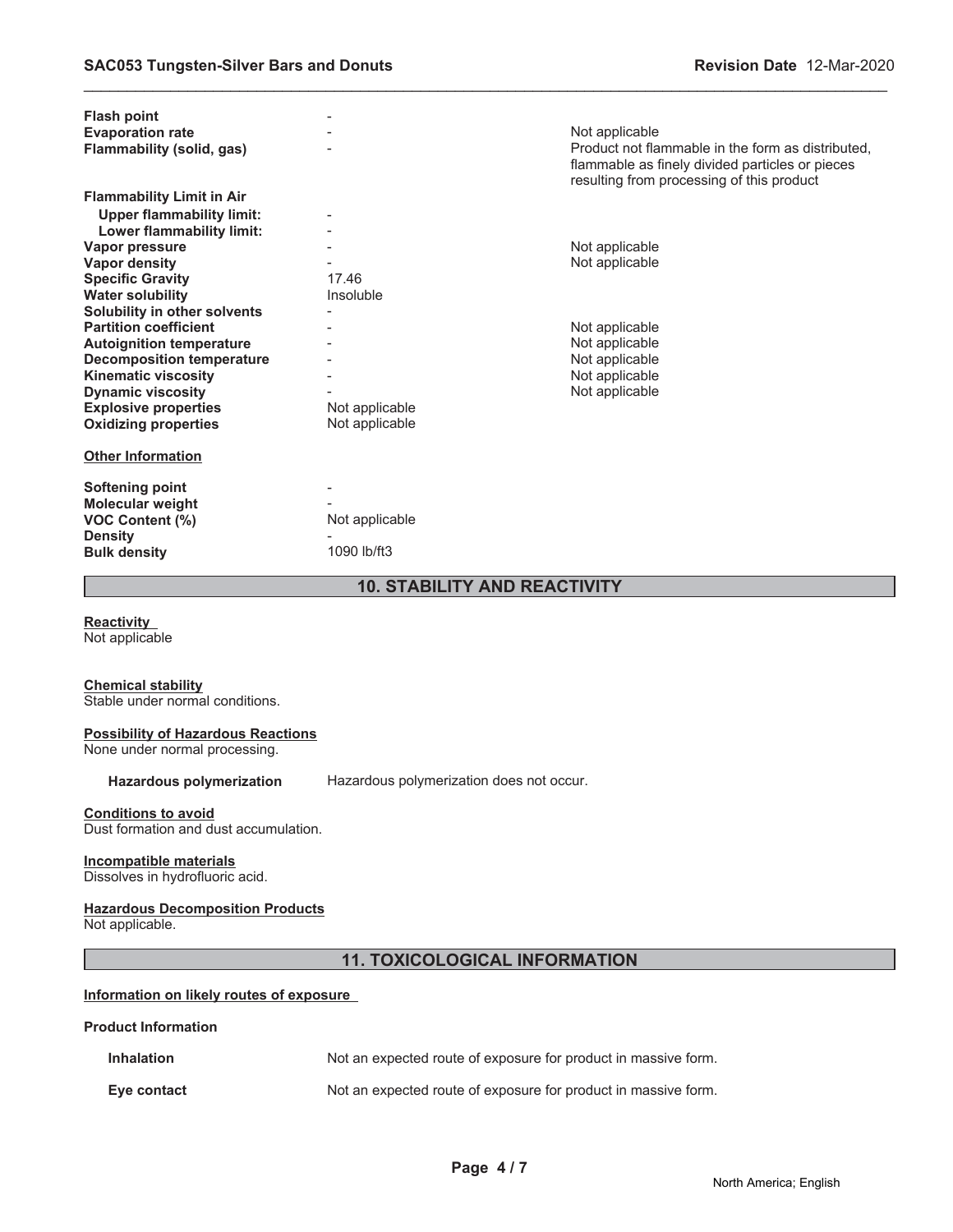| | | |
|---|---|---|
| **Flash point** | - | |
| **Evaporation rate** | - | Not applicable |
| **Flammability (solid, gas)** | - | Product not flammable in the form as distributed, flammable as finely divided particles or pieces resulting from processing of this product |
| **Flammability Limit in Air** | | |
| **Upper flammability limit:** | - | |
| **Lower flammability limit:** | - | |
| **Vapor pressure** | - | Not applicable |
| **Vapor density** | - | Not applicable |
| **Specific Gravity** | 17.46 | |
| **Water solubility** | Insoluble | |
| **Solubility in other solvents** | - | |
| **Partition coefficient** | - | Not applicable |
| **Autoignition temperature** | - | Not applicable |
| **Decomposition temperature** | - | Not applicable |
| **Kinematic viscosity** | - | Not applicable |
| **Dynamic viscosity** | - | Not applicable |
| **Explosive properties** | Not applicable | |
| **Oxidizing properties** | Not applicable | |

**Other Information**

| | |
|---|---|
| **Softening point** | - |
| **Molecular weight** | - |
| **VOC Content (%)** | Not applicable |
| **Density** | - |
| **Bulk density** | 1090 lb/ft3 |

## 10. STABILITY AND REACTIVITY

**Reactivity**
Not applicable

**Chemical stability**
Stable under normal conditions.

**Possibility of Hazardous Reactions**
None under normal processing.

**Hazardous polymerization** Hazardous polymerization does not occur.

**Conditions to avoid**
Dust formation and dust accumulation.

**Incompatible materials**
Dissolves in hydrofluoric acid.

**Hazardous Decomposition Products**
Not applicable.

## 11. TOXICOLOGICAL INFORMATION

**Information on likely routes of exposure**

**Product Information**

**Inhalation** Not an expected route of exposure for product in massive form.

**Eye contact** Not an expected route of exposure for product in massive form.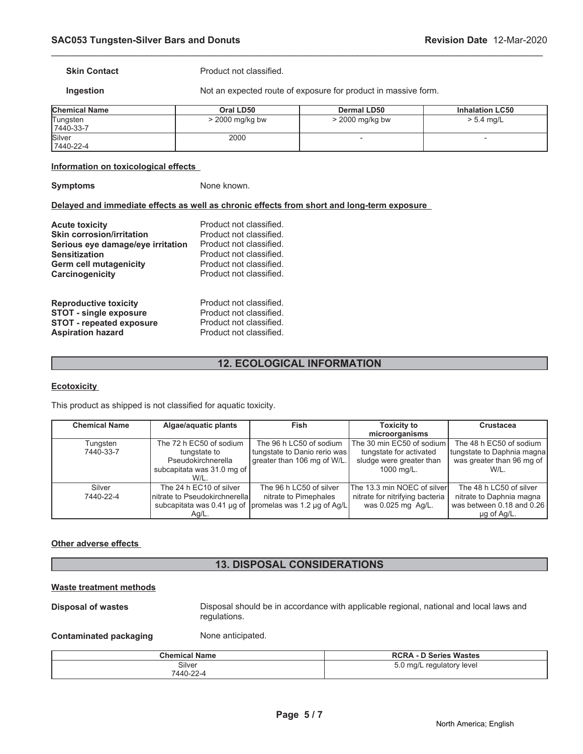**Skin Contact** Product not classified.

**Ingestion** Not an expected route of exposure for product in massive form.

| Chemical Name | Oral LD50 | Dermal LD50 | Inhalation LC50 |
|---|---|---|---|
| Tungsten 7440-33-7 | > 2000 mg/kg bw | > 2000 mg/kg bw | > 5.4 mg/L |
| Silver 7440-22-4 | 2000 | - | - |

**Information on toxicological effects**

**Symptoms** None known.

**Delayed and immediate effects as well as chronic effects from short and long-term exposure**

**Acute toxicity** Product not classified.
**Skin corrosion/irritation** Product not classified.
**Serious eye damage/eye irritation** Product not classified.
**Sensitization** Product not classified.
**Germ cell mutagenicity** Product not classified.
**Carcinogenicity** Product not classified.

**Reproductive toxicity** Product not classified.
**STOT - single exposure** Product not classified.
**STOT - repeated exposure** Product not classified.
**Aspiration hazard** Product not classified.

## 12. ECOLOGICAL INFORMATION

**Ecotoxicity**

This product as shipped is not classified for aquatic toxicity.

| Chemical Name | Algae/aquatic plants | Fish | Toxicity to microorganisms | Crustacea |
|---|---|---|---|---|
| Tungsten 7440-33-7 | The 72 h EC50 of sodium tungstate to Pseudokirchnerella subcapitata was 31.0 mg of W/L. | The 96 h LC50 of sodium tungstate to Danio rerio was greater than 106 mg of W/L. | The 30 min EC50 of sodium tungstate for activated sludge were greater than 1000 mg/L. | The 48 h EC50 of sodium tungstate to Daphnia magna was greater than 96 mg of W/L. |
| Silver 7440-22-4 | The 24 h EC10 of silver nitrate to Pseudokirchnerella subcapitata was 0.41 µg of Ag/L. | The 96 h LC50 of silver nitrate to Pimephales promelas was 1.2 µg of Ag/L | The 13.3 min NOEC of silver nitrate for nitrifying bacteria was 0.025 mg Ag/L. | The 48 h LC50 of silver nitrate to Daphnia magna was between 0.18 and 0.26 µg of Ag/L. |

**Other adverse effects**

## 13. DISPOSAL CONSIDERATIONS

**Waste treatment methods**

**Disposal of wastes** Disposal should be in accordance with applicable regional, national and local laws and regulations.

**Contaminated packaging** None anticipated.

| Chemical Name | RCRA - D Series Wastes |
|---|---|
| Silver 7440-22-4 | 5.0 mg/L regulatory level |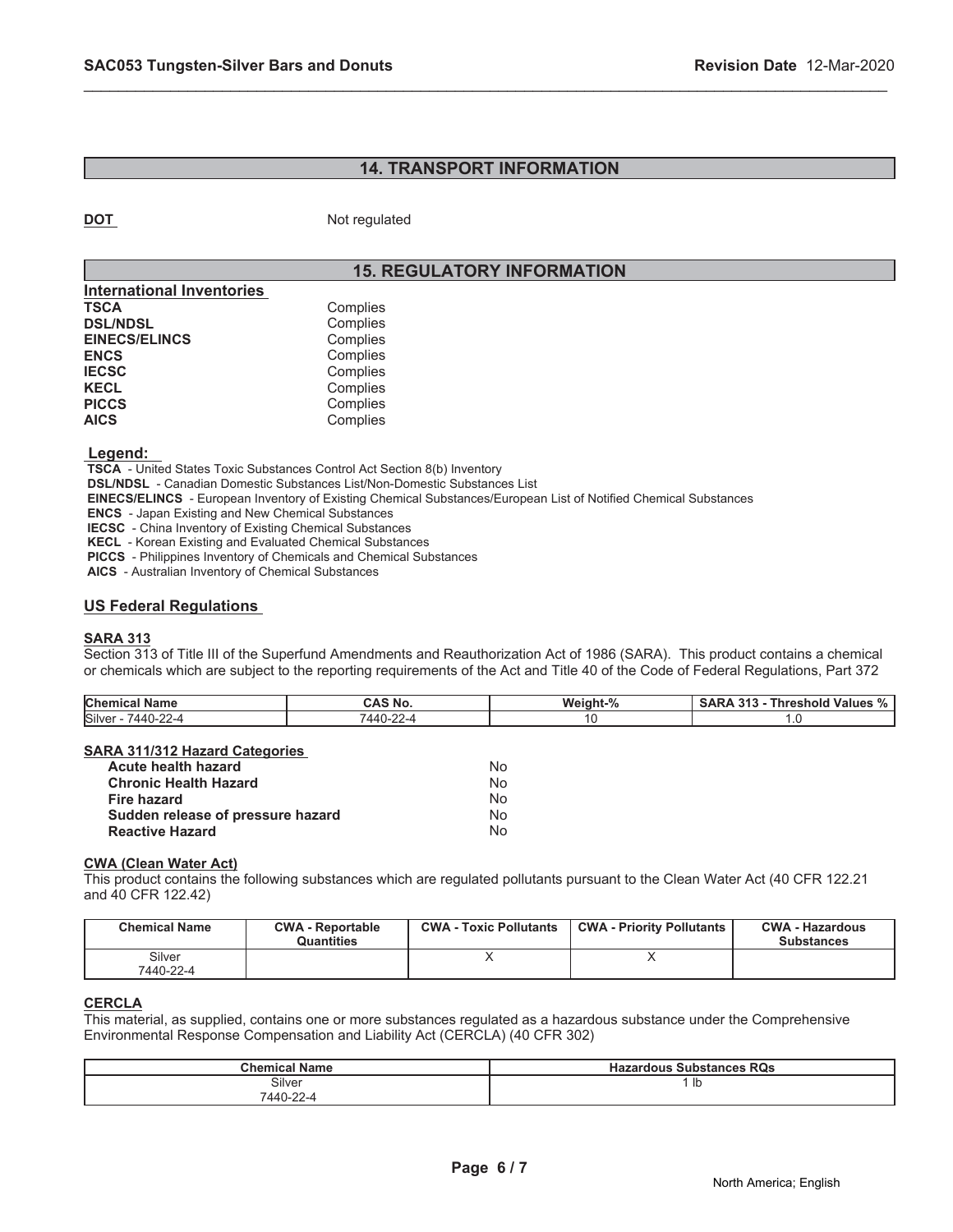## 14. TRANSPORT INFORMATION

**DOT** Not regulated

## 15. REGULATORY INFORMATION

### International Inventories

| | |
|---|---|
| **TSCA** | Complies |
| **DSL/NDSL** | Complies |
| **EINECS/ELINCS** | Complies |
| **ENCS** | Complies |
| **IECSC** | Complies |
| **KECL** | Complies |
| **PICCS** | Complies |
| **AICS** | Complies |

**Legend:**

**TSCA** - United States Toxic Substances Control Act Section 8(b) Inventory
**DSL/NDSL** - Canadian Domestic Substances List/Non-Domestic Substances List
**EINECS/ELINCS** - European Inventory of Existing Chemical Substances/European List of Notified Chemical Substances
**ENCS** - Japan Existing and New Chemical Substances
**IECSC** - China Inventory of Existing Chemical Substances
**KECL** - Korean Existing and Evaluated Chemical Substances
**PICCS** - Philippines Inventory of Chemicals and Chemical Substances
**AICS** - Australian Inventory of Chemical Substances

### US Federal Regulations

**SARA 313**

Section 313 of Title III of the Superfund Amendments and Reauthorization Act of 1986 (SARA). This product contains a chemical or chemicals which are subject to the reporting requirements of the Act and Title 40 of the Code of Federal Regulations, Part 372

| Chemical Name | CAS No. | Weight-% | SARA 313 - Threshold Values % |
|---|---|---|---|
| Silver - 7440-22-4 | 7440-22-4 | 10 | 1.0 |

**SARA 311/312 Hazard Categories**

| | |
|---|---|
| **Acute health hazard** | No |
| **Chronic Health Hazard** | No |
| **Fire hazard** | No |
| **Sudden release of pressure hazard** | No |
| **Reactive Hazard** | No |

**CWA (Clean Water Act)**

This product contains the following substances which are regulated pollutants pursuant to the Clean Water Act (40 CFR 122.21 and 40 CFR 122.42)

| Chemical Name | CWA - Reportable Quantities | CWA - Toxic Pollutants | CWA - Priority Pollutants | CWA - Hazardous Substances |
|---|---|---|---|---|
| Silver 7440-22-4 | | X | X | |

**CERCLA**

This material, as supplied, contains one or more substances regulated as a hazardous substance under the Comprehensive Environmental Response Compensation and Liability Act (CERCLA) (40 CFR 302)

| Chemical Name | Hazardous Substances RQs |
|---|---|
| Silver 7440-22-4 | 1 lb |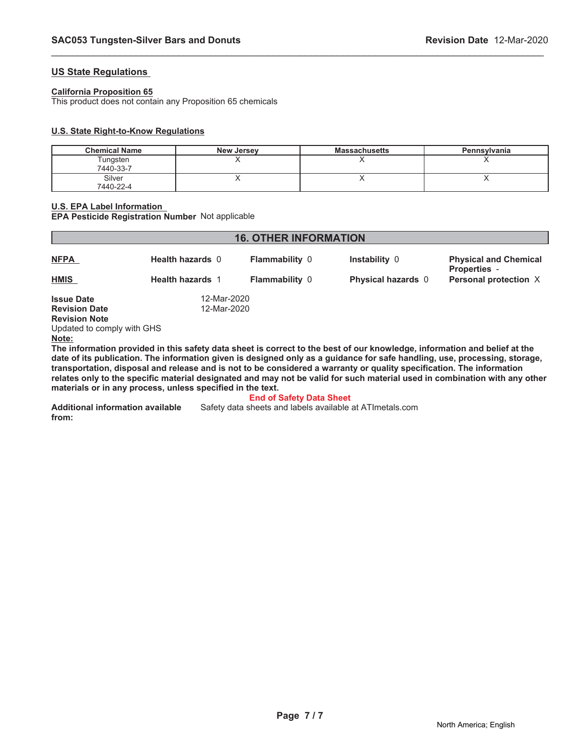## US State Regulations

### California Proposition 65

This product does not contain any Proposition 65 chemicals

### U.S. State Right-to-Know Regulations

| Chemical Name | New Jersey | Massachusetts | Pennsylvania |
|---|---|---|---|
| Tungsten<br>7440-33-7 | X | X | X |
| Silver<br>7440-22-4 | X | X | X |

### U.S. EPA Label Information

**EPA Pesticide Registration Number** Not applicable

## 16. OTHER INFORMATION

| | | | | |
|---|---|---|---|---|
| **NFPA** | **Health hazards** 0 | **Flammability** 0 | **Instability** 0 | **Physical and Chemical Properties** - |
| **HMIS** | **Health hazards** 1 | **Flammability** 0 | **Physical hazards** 0 | **Personal protection** X |

**Issue Date** 12-Mar-2020
**Revision Date** 12-Mar-2020
**Revision Note**
Updated to comply with GHS

**Note:**

**The information provided in this safety data sheet is correct to the best of our knowledge, information and belief at the date of its publication. The information given is designed only as a guidance for safe handling, use, processing, storage, transportation, disposal and release and is not to be considered a warranty or quality specification. The information relates only to the specific material designated and may not be valid for such material used in combination with any other materials or in any process, unless specified in the text.**

End of Safety Data Sheet

**Additional information available from:** Safety data sheets and labels available at ATImetals.com